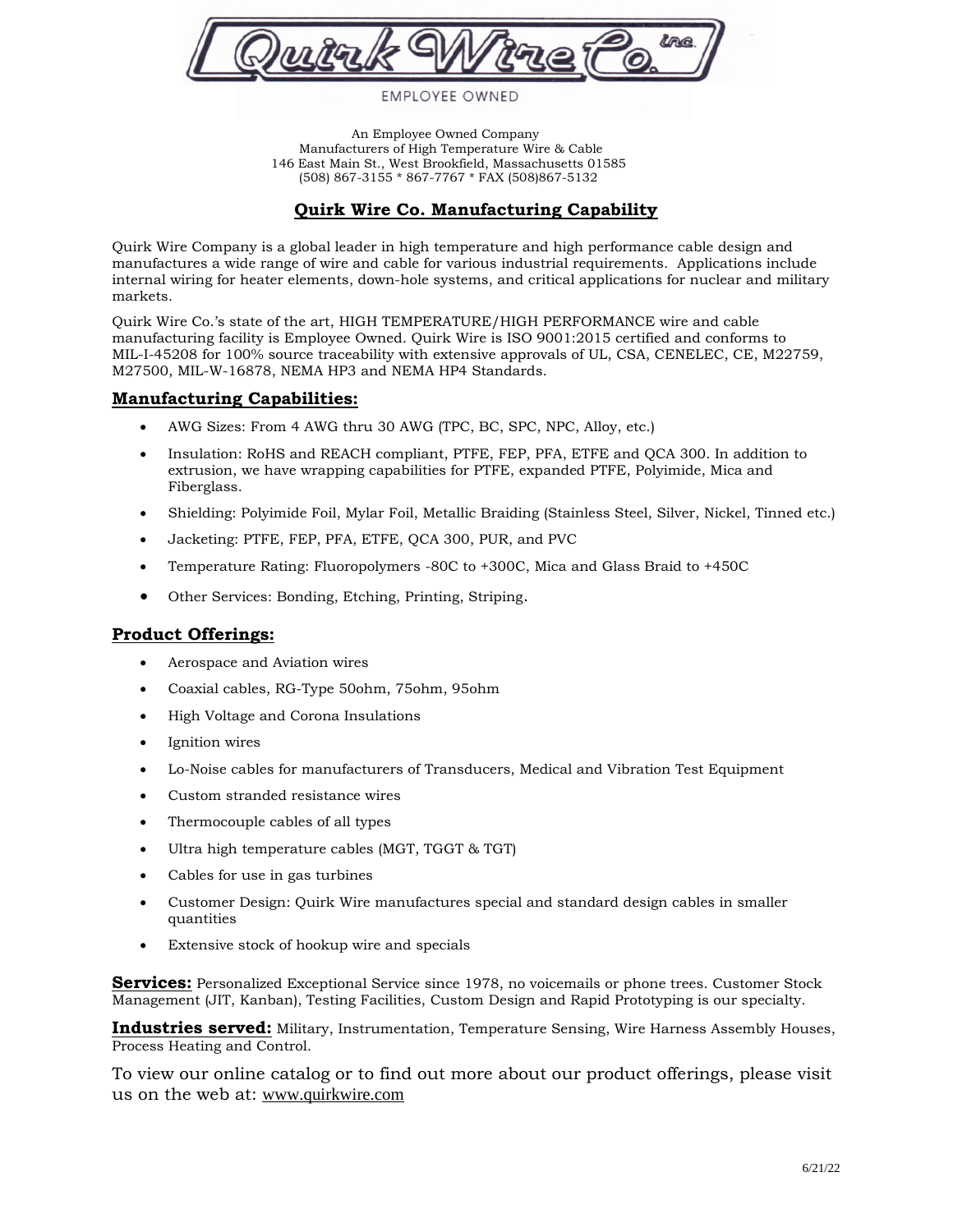Quirk Wire Co. inc.

EMPLOYEE OWNED

An Employee Owned Company
Manufacturers of High Temperature Wire & Cable
146 East Main St., West Brookfield, Massachusetts 01585
(508) 867-3155 * 867-7767 * FAX (508)867-5132

# Quirk Wire Co. Manufacturing Capability

Quirk Wire Company is a global leader in high temperature and high performance cable design and manufactures a wide range of wire and cable for various industrial requirements. Applications include internal wiring for heater elements, down-hole systems, and critical applications for nuclear and military markets.

Quirk Wire Co.'s state of the art, HIGH TEMPERATURE/HIGH PERFORMANCE wire and cable manufacturing facility is Employee Owned. Quirk Wire is ISO 9001:2015 certified and conforms to MIL-I-45208 for 100% source traceability with extensive approvals of UL, CSA, CENELEC, CE, M22759, M27500, MIL-W-16878, NEMA HP3 and NEMA HP4 Standards.

## Manufacturing Capabilities:

- AWG Sizes: From 4 AWG thru 30 AWG (TPC, BC, SPC, NPC, Alloy, etc.)
- Insulation: RoHS and REACH compliant, PTFE, FEP, PFA, ETFE and QCA 300. In addition to extrusion, we have wrapping capabilities for PTFE, expanded PTFE, Polyimide, Mica and Fiberglass.
- Shielding: Polyimide Foil, Mylar Foil, Metallic Braiding (Stainless Steel, Silver, Nickel, Tinned etc.)
- Jacketing: PTFE, FEP, PFA, ETFE, QCA 300, PUR, and PVC
- Temperature Rating: Fluoropolymers -80C to +300C, Mica and Glass Braid to +450C
- Other Services: Bonding, Etching, Printing, Striping.

## Product Offerings:

- Aerospace and Aviation wires
- Coaxial cables, RG-Type 50ohm, 75ohm, 95ohm
- High Voltage and Corona Insulations
- Ignition wires
- Lo-Noise cables for manufacturers of Transducers, Medical and Vibration Test Equipment
- Custom stranded resistance wires
- Thermocouple cables of all types
- Ultra high temperature cables (MGT, TGGT & TGT)
- Cables for use in gas turbines
- Customer Design: Quirk Wire manufactures special and standard design cables in smaller quantities
- Extensive stock of hookup wire and specials

**Services:** Personalized Exceptional Service since 1978, no voicemails or phone trees. Customer Stock Management (JIT, Kanban), Testing Facilities, Custom Design and Rapid Prototyping is our specialty.

**Industries served:** Military, Instrumentation, Temperature Sensing, Wire Harness Assembly Houses, Process Heating and Control.

To view our online catalog or to find out more about our product offerings, please visit us on the web at: www.quirkwire.com

6/21/22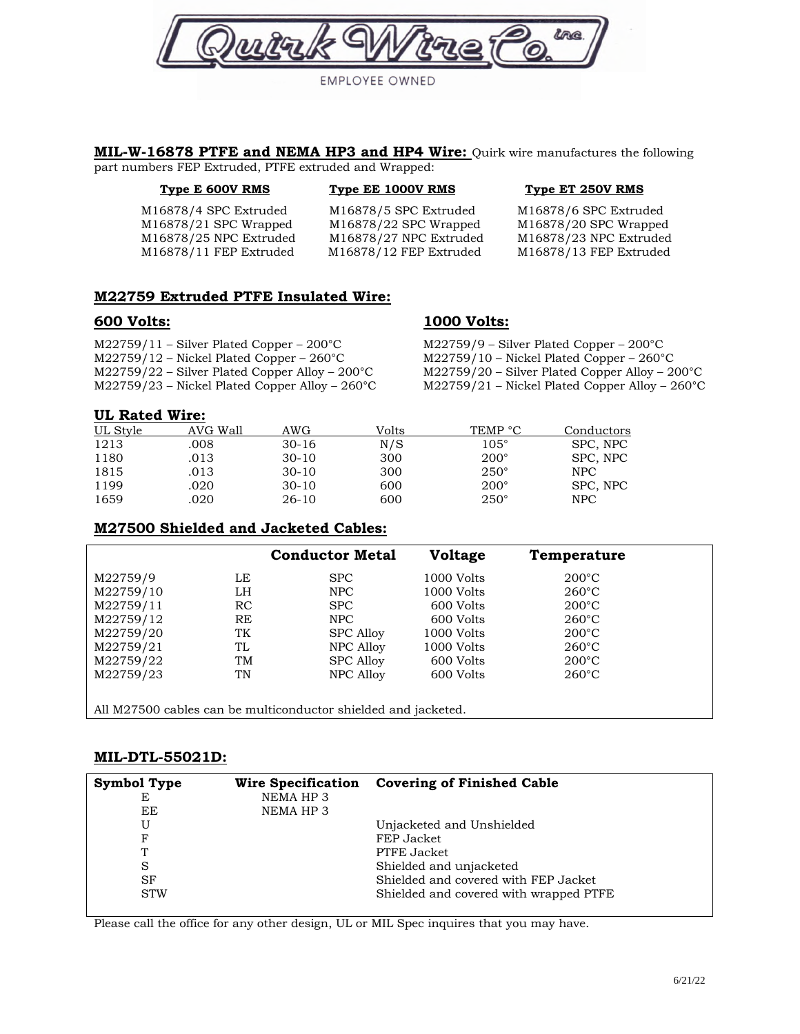Quirk Wire Co. inc.

EMPLOYEE OWNED

**MIL-W-16878 PTFE and NEMA HP3 and HP4 Wire:** Quirk wire manufactures the following part numbers FEP Extruded, PTFE extruded and Wrapped:

| Type E 600V RMS | Type EE 1000V RMS | Type ET 250V RMS |
|---|---|---|
| M16878/4 SPC Extruded | M16878/5 SPC Extruded | M16878/6 SPC Extruded |
| M16878/21 SPC Wrapped | M16878/22 SPC Wrapped | M16878/20 SPC Wrapped |
| M16878/25 NPC Extruded | M16878/27 NPC Extruded | M16878/23 NPC Extruded |
| M16878/11 FEP Extruded | M16878/12 FEP Extruded | M16878/13 FEP Extruded |

## M22759 Extruded PTFE Insulated Wire:

### 600 Volts:

M22759/11 – Silver Plated Copper – 200°C
M22759/12 – Nickel Plated Copper – 260°C
M22759/22 – Silver Plated Copper Alloy – 200°C
M22759/23 – Nickel Plated Copper Alloy – 260°C

### 1000 Volts:

M22759/9 – Silver Plated Copper – 200°C
M22759/10 – Nickel Plated Copper – 260°C
M22759/20 – Silver Plated Copper Alloy – 200°C
M22759/21 – Nickel Plated Copper Alloy – 260°C

## UL Rated Wire:

| UL Style | AVG Wall | AWG | Volts | TEMP °C | Conductors |
|---|---|---|---|---|---|
| 1213 | .008 | 30-16 | N/S | 105° | SPC, NPC |
| 1180 | .013 | 30-10 | 300 | 200° | SPC, NPC |
| 1815 | .013 | 30-10 | 300 | 250° | NPC |
| 1199 | .020 | 30-10 | 600 | 200° | SPC, NPC |
| 1659 | .020 | 26-10 | 600 | 250° | NPC |

## M27500 Shielded and Jacketed Cables:

| | | Conductor Metal | Voltage | Temperature |
|---|---|---|---|---|
| M22759/9 | LE | SPC | 1000 Volts | 200°C |
| M22759/10 | LH | NPC | 1000 Volts | 260°C |
| M22759/11 | RC | SPC | 600 Volts | 200°C |
| M22759/12 | RE | NPC | 600 Volts | 260°C |
| M22759/20 | TK | SPC Alloy | 1000 Volts | 200°C |
| M22759/21 | TL | NPC Alloy | 1000 Volts | 260°C |
| M22759/22 | TM | SPC Alloy | 600 Volts | 200°C |
| M22759/23 | TN | NPC Alloy | 600 Volts | 260°C |

All M27500 cables can be multiconductor shielded and jacketed.

## MIL-DTL-55021D:

| Symbol Type | Wire Specification | Covering of Finished Cable |
|---|---|---|
| E | NEMA HP 3 | |
| EE | NEMA HP 3 | |
| U | | Unjacketed and Unshielded |
| F | | FEP Jacket |
| T | | PTFE Jacket |
| S | | Shielded and unjacketed |
| SF | | Shielded and covered with FEP Jacket |
| STW | | Shielded and covered with wrapped PTFE |

Please call the office for any other design, UL or MIL Spec inquires that you may have.

6/21/22